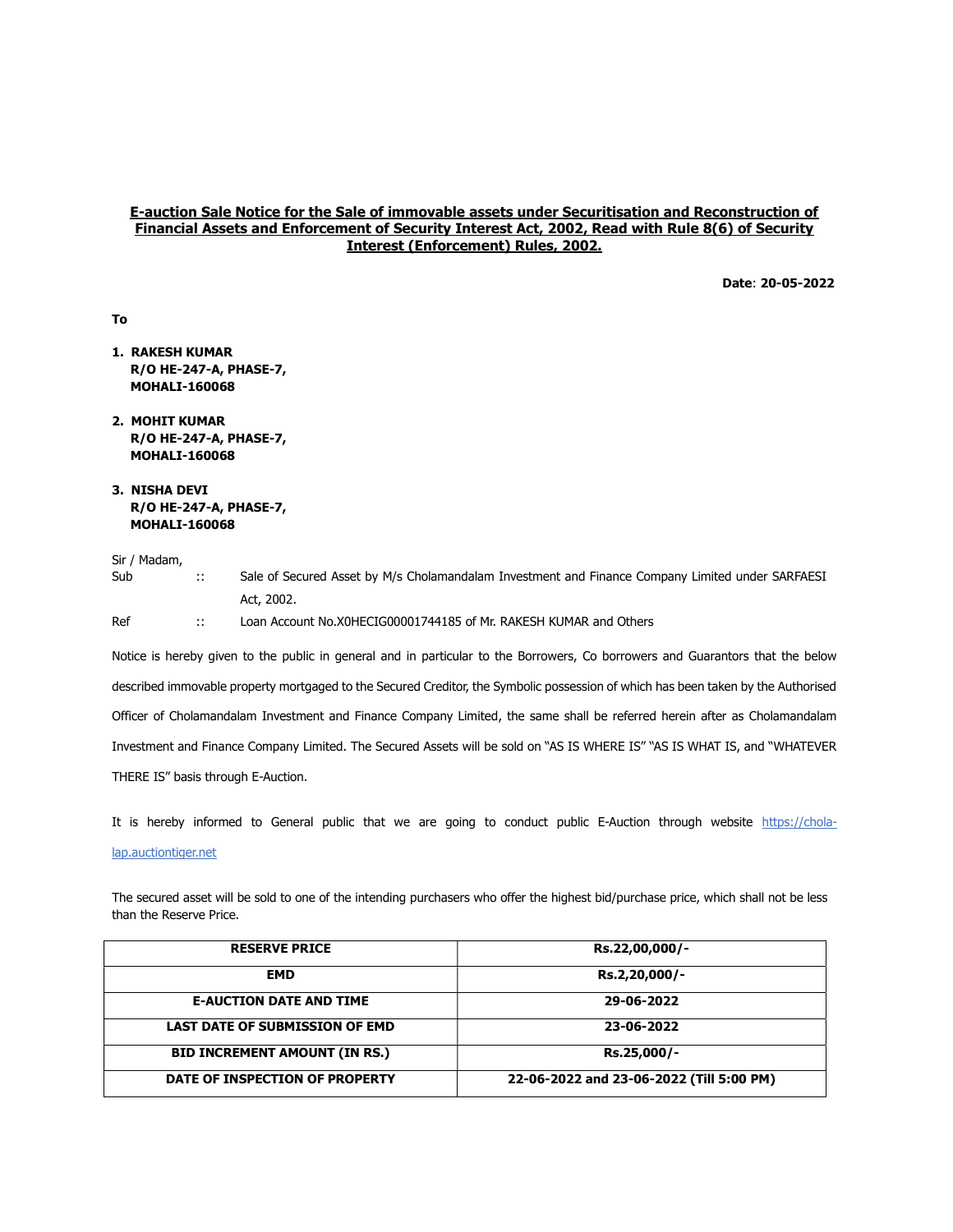**E-auction Sale Notice for the Sale of immovable assets under Securitisation and Reconstruction of Financial Assets and Enforcement of Security Interest Act, 2002, Read with Rule 8(6) of Security Interest (Enforcement) Rules, 2002.**

**Date**: **20-05-2022**

**To**

1. **RAKESH KUMAR**
   **R/O HE-247-A, PHASE-7,**
   **MOHALI-160068**

2. **MOHIT KUMAR**
   **R/O HE-247-A, PHASE-7,**
   **MOHALI-160068**

3. **NISHA DEVI**
   **R/O HE-247-A, PHASE-7,**
   **MOHALI-160068**

Sir / Madam,

Sub :: Sale of Secured Asset by M/s Cholamandalam Investment and Finance Company Limited under SARFAESI Act, 2002.

Ref :: Loan Account No.X0HECIG00001744185 of Mr. RAKESH KUMAR and Others

Notice is hereby given to the public in general and in particular to the Borrowers, Co borrowers and Guarantors that the below described immovable property mortgaged to the Secured Creditor, the Symbolic possession of which has been taken by the Authorised Officer of Cholamandalam Investment and Finance Company Limited, the same shall be referred herein after as Cholamandalam Investment and Finance Company Limited. The Secured Assets will be sold on "AS IS WHERE IS" "AS IS WHAT IS, and "WHATEVER THERE IS" basis through E-Auction.

It is hereby informed to General public that we are going to conduct public E-Auction through website https://chola-lap.auctiontiger.net

The secured asset will be sold to one of the intending purchasers who offer the highest bid/purchase price, which shall not be less than the Reserve Price.

| RESERVE PRICE | Rs.22,00,000/- |
|---|---|
| EMD | Rs.2,20,000/- |
| E-AUCTION DATE AND TIME | 29-06-2022 |
| LAST DATE OF SUBMISSION OF EMD | 23-06-2022 |
| BID INCREMENT AMOUNT (IN RS.) | Rs.25,000/- |
| DATE OF INSPECTION OF PROPERTY | 22-06-2022 and 23-06-2022 (Till 5:00 PM) |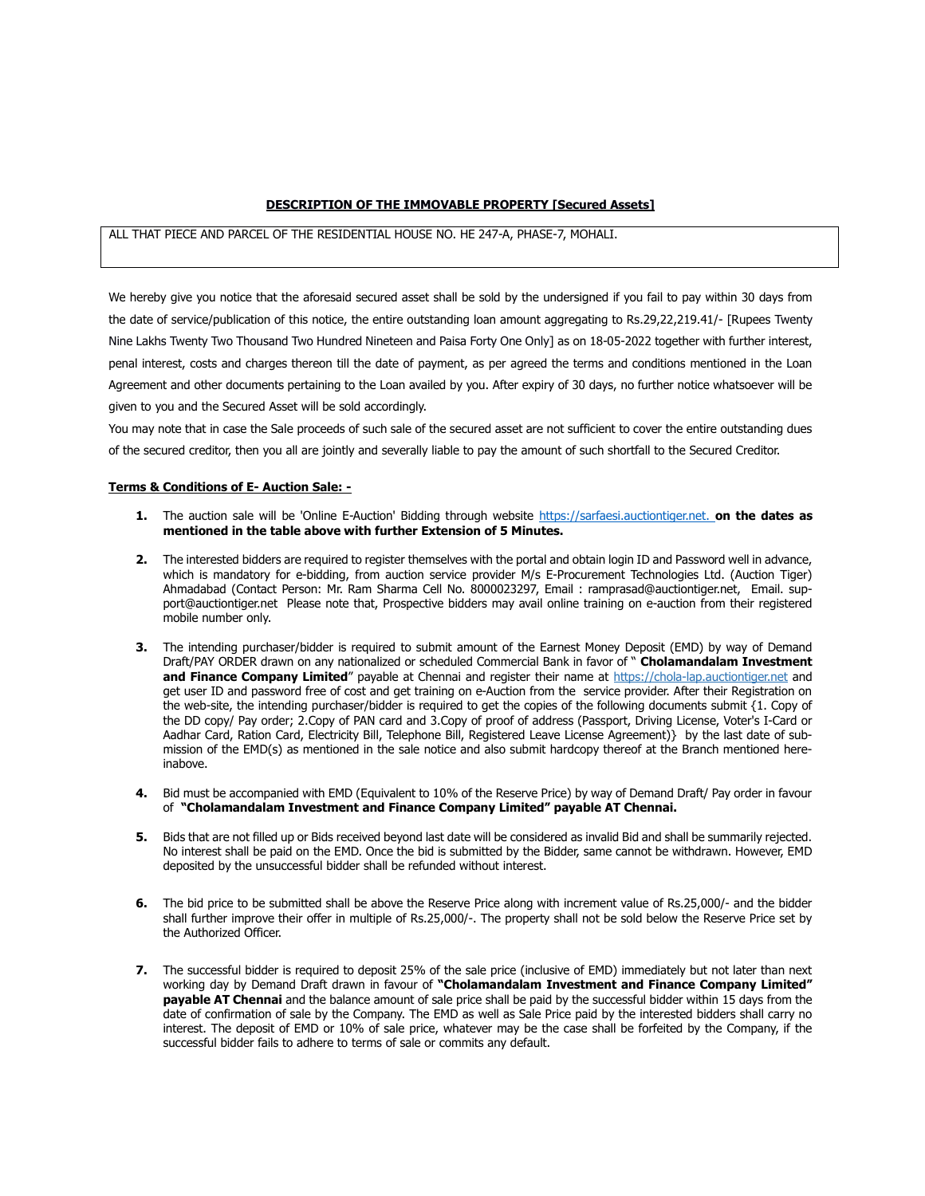**DESCRIPTION OF THE IMMOVABLE PROPERTY [Secured Assets]**

| ALL THAT PIECE AND PARCEL OF THE RESIDENTIAL HOUSE NO. HE 247-A, PHASE-7, MOHALI. |
|---|

We hereby give you notice that the aforesaid secured asset shall be sold by the undersigned if you fail to pay within 30 days from the date of service/publication of this notice, the entire outstanding loan amount aggregating to Rs.29,22,219.41/- [Rupees Twenty Nine Lakhs Twenty Two Thousand Two Hundred Nineteen and Paisa Forty One Only] as on 18-05-2022 together with further interest, penal interest, costs and charges thereon till the date of payment, as per agreed the terms and conditions mentioned in the Loan Agreement and other documents pertaining to the Loan availed by you. After expiry of 30 days, no further notice whatsoever will be given to you and the Secured Asset will be sold accordingly.

You may note that in case the Sale proceeds of such sale of the secured asset are not sufficient to cover the entire outstanding dues of the secured creditor, then you all are jointly and severally liable to pay the amount of such shortfall to the Secured Creditor.

**Terms & Conditions of E- Auction Sale: -**

1. The auction sale will be 'Online E-Auction' Bidding through website https://sarfaesi.auctiontiger.net. **on the dates as mentioned in the table above with further Extension of 5 Minutes.**

2. The interested bidders are required to register themselves with the portal and obtain login ID and Password well in advance, which is mandatory for e-bidding, from auction service provider M/s E-Procurement Technologies Ltd. (Auction Tiger) Ahmadabad (Contact Person: Mr. Ram Sharma Cell No. 8000023297, Email : ramprasad@auctiontiger.net, Email. support@auctiontiger.net Please note that, Prospective bidders may avail online training on e-auction from their registered mobile number only.

3. The intending purchaser/bidder is required to submit amount of the Earnest Money Deposit (EMD) by way of Demand Draft/PAY ORDER drawn on any nationalized or scheduled Commercial Bank in favor of " **Cholamandalam Investment and Finance Company Limited**" payable at Chennai and register their name at https://chola-lap.auctiontiger.net and get user ID and password free of cost and get training on e-Auction from the service provider. After their Registration on the web-site, the intending purchaser/bidder is required to get the copies of the following documents submit {1. Copy of the DD copy/ Pay order; 2.Copy of PAN card and 3.Copy of proof of address (Passport, Driving License, Voter's I-Card or Aadhar Card, Ration Card, Electricity Bill, Telephone Bill, Registered Leave License Agreement)} by the last date of submission of the EMD(s) as mentioned in the sale notice and also submit hardcopy thereof at the Branch mentioned hereinabove.

4. Bid must be accompanied with EMD (Equivalent to 10% of the Reserve Price) by way of Demand Draft/ Pay order in favour of **"Cholamandalam Investment and Finance Company Limited" payable AT Chennai.**

5. Bids that are not filled up or Bids received beyond last date will be considered as invalid Bid and shall be summarily rejected. No interest shall be paid on the EMD. Once the bid is submitted by the Bidder, same cannot be withdrawn. However, EMD deposited by the unsuccessful bidder shall be refunded without interest.

6. The bid price to be submitted shall be above the Reserve Price along with increment value of Rs.25,000/- and the bidder shall further improve their offer in multiple of Rs.25,000/-. The property shall not be sold below the Reserve Price set by the Authorized Officer.

7. The successful bidder is required to deposit 25% of the sale price (inclusive of EMD) immediately but not later than next working day by Demand Draft drawn in favour of **"Cholamandalam Investment and Finance Company Limited" payable AT Chennai** and the balance amount of sale price shall be paid by the successful bidder within 15 days from the date of confirmation of sale by the Company. The EMD as well as Sale Price paid by the interested bidders shall carry no interest. The deposit of EMD or 10% of sale price, whatever may be the case shall be forfeited by the Company, if the successful bidder fails to adhere to terms of sale or commits any default.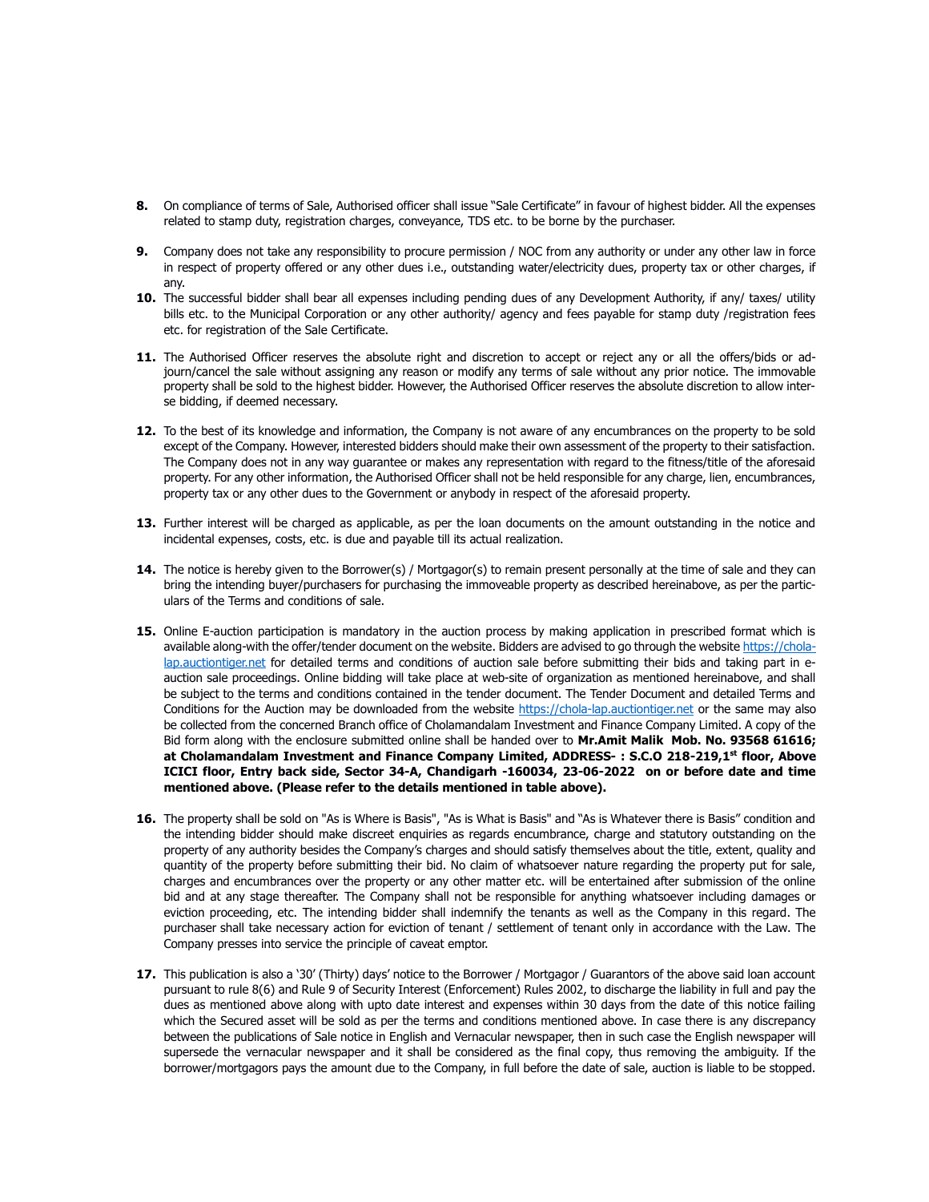**8.** On compliance of terms of Sale, Authorised officer shall issue "Sale Certificate" in favour of highest bidder. All the expenses related to stamp duty, registration charges, conveyance, TDS etc. to be borne by the purchaser.

**9.** Company does not take any responsibility to procure permission / NOC from any authority or under any other law in force in respect of property offered or any other dues i.e., outstanding water/electricity dues, property tax or other charges, if any.

**10.** The successful bidder shall bear all expenses including pending dues of any Development Authority, if any/ taxes/ utility bills etc. to the Municipal Corporation or any other authority/ agency and fees payable for stamp duty /registration fees etc. for registration of the Sale Certificate.

**11.** The Authorised Officer reserves the absolute right and discretion to accept or reject any or all the offers/bids or adjourn/cancel the sale without assigning any reason or modify any terms of sale without any prior notice. The immovable property shall be sold to the highest bidder. However, the Authorised Officer reserves the absolute discretion to allow inter-se bidding, if deemed necessary.

**12.** To the best of its knowledge and information, the Company is not aware of any encumbrances on the property to be sold except of the Company. However, interested bidders should make their own assessment of the property to their satisfaction. The Company does not in any way guarantee or makes any representation with regard to the fitness/title of the aforesaid property. For any other information, the Authorised Officer shall not be held responsible for any charge, lien, encumbrances, property tax or any other dues to the Government or anybody in respect of the aforesaid property.

**13.** Further interest will be charged as applicable, as per the loan documents on the amount outstanding in the notice and incidental expenses, costs, etc. is due and payable till its actual realization.

**14.** The notice is hereby given to the Borrower(s) / Mortgagor(s) to remain present personally at the time of sale and they can bring the intending buyer/purchasers for purchasing the immoveable property as described hereinabove, as per the particulars of the Terms and conditions of sale.

**15.** Online E-auction participation is mandatory in the auction process by making application in prescribed format which is available along-with the offer/tender document on the website. Bidders are advised to go through the website https://chola-lap.auctiontiger.net for detailed terms and conditions of auction sale before submitting their bids and taking part in e-auction sale proceedings. Online bidding will take place at web-site of organization as mentioned hereinabove, and shall be subject to the terms and conditions contained in the tender document. The Tender Document and detailed Terms and Conditions for the Auction may be downloaded from the website https://chola-lap.auctiontiger.net or the same may also be collected from the concerned Branch office of Cholamandalam Investment and Finance Company Limited. A copy of the Bid form along with the enclosure submitted online shall be handed over to **Mr.Amit Malik Mob. No. 93568 61616; at Cholamandalam Investment and Finance Company Limited, ADDRESS- : S.C.O 218-219,1st floor, Above ICICI floor, Entry back side, Sector 34-A, Chandigarh -160034, 23-06-2022 on or before date and time mentioned above. (Please refer to the details mentioned in table above).**

**16.** The property shall be sold on "As is Where is Basis", "As is What is Basis" and "As is Whatever there is Basis" condition and the intending bidder should make discreet enquiries as regards encumbrance, charge and statutory outstanding on the property of any authority besides the Company's charges and should satisfy themselves about the title, extent, quality and quantity of the property before submitting their bid. No claim of whatsoever nature regarding the property put for sale, charges and encumbrances over the property or any other matter etc. will be entertained after submission of the online bid and at any stage thereafter. The Company shall not be responsible for anything whatsoever including damages or eviction proceeding, etc. The intending bidder shall indemnify the tenants as well as the Company in this regard. The purchaser shall take necessary action for eviction of tenant / settlement of tenant only in accordance with the Law. The Company presses into service the principle of caveat emptor.

**17.** This publication is also a '30' (Thirty) days' notice to the Borrower / Mortgagor / Guarantors of the above said loan account pursuant to rule 8(6) and Rule 9 of Security Interest (Enforcement) Rules 2002, to discharge the liability in full and pay the dues as mentioned above along with upto date interest and expenses within 30 days from the date of this notice failing which the Secured asset will be sold as per the terms and conditions mentioned above. In case there is any discrepancy between the publications of Sale notice in English and Vernacular newspaper, then in such case the English newspaper will supersede the vernacular newspaper and it shall be considered as the final copy, thus removing the ambiguity. If the borrower/mortgagors pays the amount due to the Company, in full before the date of sale, auction is liable to be stopped.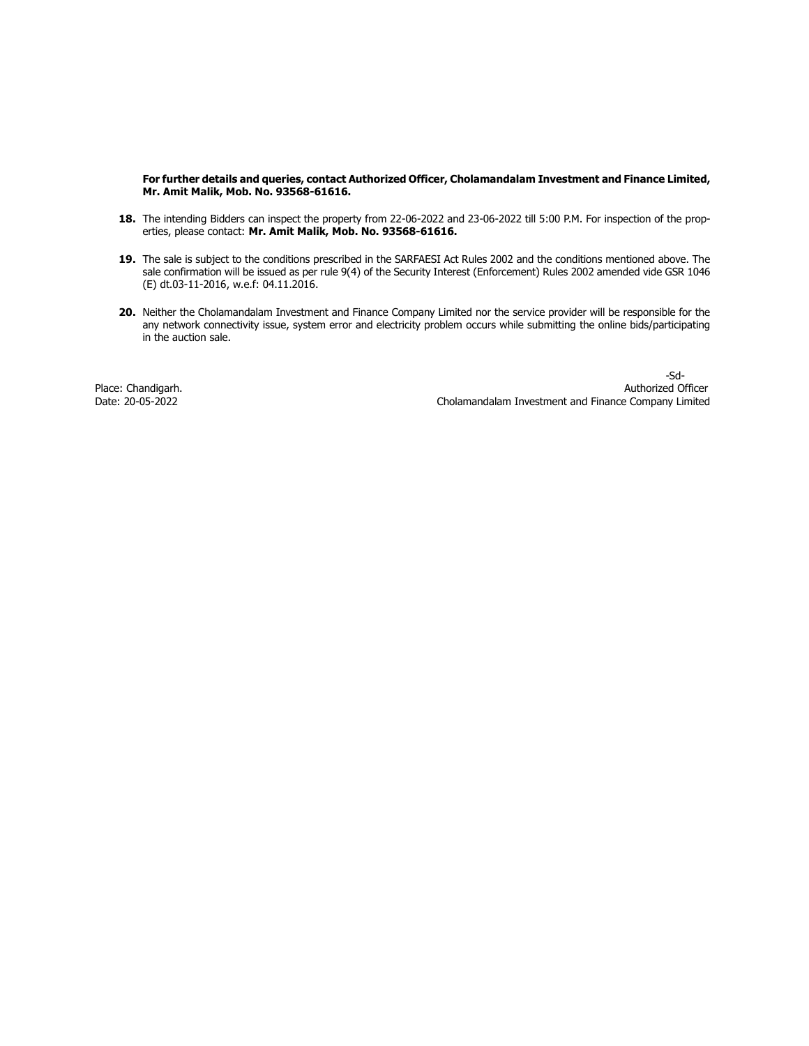**For further details and queries, contact Authorized Officer, Cholamandalam Investment and Finance Limited, Mr. Amit Malik, Mob. No. 93568-61616.**

**18.** The intending Bidders can inspect the property from 22-06-2022 and 23-06-2022 till 5:00 P.M. For inspection of the properties, please contact: **Mr. Amit Malik, Mob. No. 93568-61616.**

**19.** The sale is subject to the conditions prescribed in the SARFAESI Act Rules 2002 and the conditions mentioned above. The sale confirmation will be issued as per rule 9(4) of the Security Interest (Enforcement) Rules 2002 amended vide GSR 1046 (E) dt.03-11-2016, w.e.f: 04.11.2016.

**20.** Neither the Cholamandalam Investment and Finance Company Limited nor the service provider will be responsible for the any network connectivity issue, system error and electricity problem occurs while submitting the online bids/participating in the auction sale.

-Sd-

Place: Chandigarh.
Date: 20-05-2022

Authorized Officer
Cholamandalam Investment and Finance Company Limited